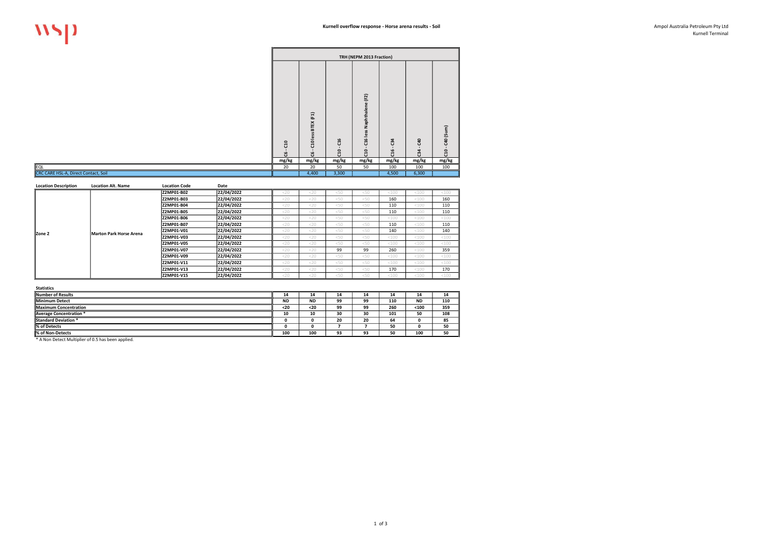# Kurnell overflow response - Horse arena results - Soil

Ampol Australia Petroleum Pty Ltd
Kurnell Terminal

| | | | | TRH (NEPM 2013 Fraction) | | | | | | |
|---|---|---|---|---|---|---|---|---|---|---|
| | | | | C6 - C10 | C6 - C10 less BTEX (F1) | C10 - C16 | C10 - C16 less Naphthalene (F2) | C16 - C34 | C34 - C40 | C10 - C40 (Sum) |
| | | | | mg/kg | mg/kg | mg/kg | mg/kg | mg/kg | mg/kg | mg/kg |
| EQL | | | | 20 | 20 | 50 | 50 | 100 | 100 | 100 |
| CRC CARE HSL-A, Direct Contact, Soil | | | | | 4,400 | 3,300 | | 4,500 | 6,300 | |
| **Location Description** | **Location Alt. Name** | **Location Code** | **Date** | | | | | | | |
| Zone 2 | Marton Park Horse Arena | Z2MP01-B02 | 22/04/2022 | <20 | <20 | <50 | <50 | <100 | <100 | <100 |
| | | Z2MP01-B03 | 22/04/2022 | <20 | <20 | <50 | <50 | 160 | <100 | 160 |
| | | Z2MP01-B04 | 22/04/2022 | <20 | <20 | <50 | <50 | 110 | <100 | 110 |
| | | Z2MP01-B05 | 22/04/2022 | <20 | <20 | <50 | <50 | 110 | <100 | 110 |
| | | Z2MP01-B06 | 22/04/2022 | <20 | <20 | <50 | <50 | <100 | <100 | <100 |
| | | Z2MP01-B07 | 22/04/2022 | <20 | <20 | <50 | <50 | 110 | <100 | 110 |
| | | Z2MP01-V01 | 22/04/2022 | <20 | <20 | <50 | <50 | 140 | <100 | 140 |
| | | Z2MP01-V03 | 22/04/2022 | <20 | <20 | <50 | <50 | <100 | <100 | <100 |
| | | Z2MP01-V05 | 22/04/2022 | <20 | <20 | <50 | <50 | <100 | <100 | <100 |
| | | Z2MP01-V07 | 22/04/2022 | <20 | <20 | 99 | 99 | 260 | <100 | 359 |
| | | Z2MP01-V09 | 22/04/2022 | <20 | <20 | <50 | <50 | <100 | <100 | <100 |
| | | Z2MP01-V11 | 22/04/2022 | <20 | <20 | <50 | <50 | <100 | <100 | <100 |
| | | Z2MP01-V13 | 22/04/2022 | <20 | <20 | <50 | <50 | 170 | <100 | 170 |
| | | Z2MP01-V15 | 22/04/2022 | <20 | <20 | <50 | <50 | <100 | <100 | <100 |

**Statistics**

| Statistic | C6 - C10 | C6 - C10 less BTEX (F1) | C10 - C16 | C10 - C16 less Naphthalene (F2) | C16 - C34 | C34 - C40 | C10 - C40 (Sum) |
|---|---|---|---|---|---|---|---|
| Number of Results | 14 | 14 | 14 | 14 | 14 | 14 | 14 |
| Minimum Detect | ND | ND | 99 | 99 | 110 | ND | 110 |
| Maximum Concentration | <20 | <20 | 99 | 99 | 260 | <100 | 359 |
| Average Concentration * | 10 | 10 | 30 | 30 | 101 | 50 | 108 |
| Standard Deviation * | 0 | 0 | 20 | 20 | 64 | 0 | 85 |
| % of Detects | 0 | 0 | 7 | 7 | 50 | 0 | 50 |
| % of Non-Detects | 100 | 100 | 93 | 93 | 50 | 100 | 50 |

* A Non Detect Multiplier of 0.5 has been applied.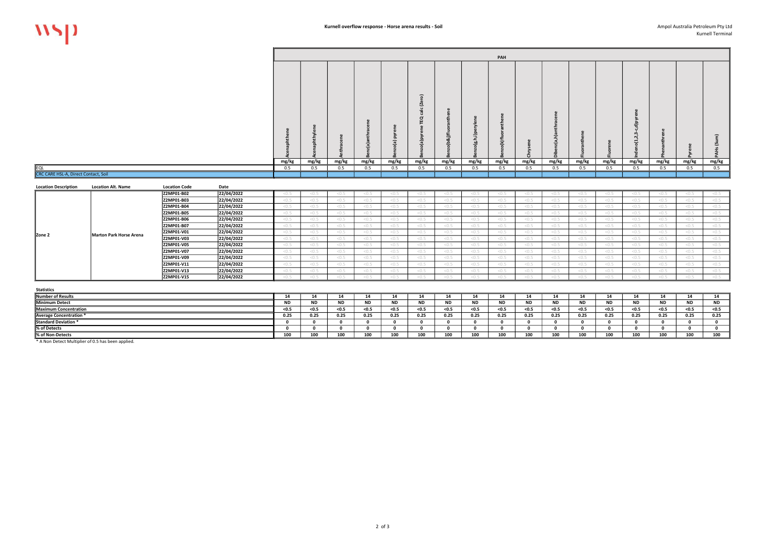**Kurnell overflow response - Horse arena results - Soil**

Ampol Australia Petroleum Pty Ltd
Kurnell Terminal

| Location Description | Location Alt. Name | Location Code | Date | Acenaphthene | Acenaphthylene | Anthracene | Benz(a)anthracene | Benzo(a) pyrene | Benzo(a)pyrene TEQ calc (Zero) | Benzo(b&j)fluoranthene | Benzo(g,h,i)perylene | Benzo(k)fluoranthene | Chrysene | Dibenz(a,h)anthracene | Fluoranthene | Fluorene | Indeno(1,2,3-c,d)pyrene | Phenanthrene | Pyrene | PAHs (Sum) |
|---|---|---|---|---|---|---|---|---|---|---|---|---|---|---|---|---|---|---|---|---|
| | | | | PAH | | | | | | | | | | | | | | | | |
| | | | | mg/kg | mg/kg | mg/kg | mg/kg | mg/kg | mg/kg | mg/kg | mg/kg | mg/kg | mg/kg | mg/kg | mg/kg | mg/kg | mg/kg | mg/kg | mg/kg | mg/kg |
| EQL | | | | 0.5 | 0.5 | 0.5 | 0.5 | 0.5 | 0.5 | 0.5 | 0.5 | 0.5 | 0.5 | 0.5 | 0.5 | 0.5 | 0.5 | 0.5 | 0.5 | 0.5 |
| CRC CARE HSL-A, Direct Contact, Soil | | | | | | | | | | | | | | | | | | | | |
| Zone 2 | Marton Park Horse Arena | Z2MP01-B02 | 22/04/2022 | <0.5 | <0.5 | <0.5 | <0.5 | <0.5 | <0.5 | <0.5 | <0.5 | <0.5 | <0.5 | <0.5 | <0.5 | <0.5 | <0.5 | <0.5 | <0.5 | <0.5 |
| | | Z2MP01-B03 | 22/04/2022 | <0.5 | <0.5 | <0.5 | <0.5 | <0.5 | <0.5 | <0.5 | <0.5 | <0.5 | <0.5 | <0.5 | <0.5 | <0.5 | <0.5 | <0.5 | <0.5 | <0.5 |
| | | Z2MP01-B04 | 22/04/2022 | <0.5 | <0.5 | <0.5 | <0.5 | <0.5 | <0.5 | <0.5 | <0.5 | <0.5 | <0.5 | <0.5 | <0.5 | <0.5 | <0.5 | <0.5 | <0.5 | <0.5 |
| | | Z2MP01-B05 | 22/04/2022 | <0.5 | <0.5 | <0.5 | <0.5 | <0.5 | <0.5 | <0.5 | <0.5 | <0.5 | <0.5 | <0.5 | <0.5 | <0.5 | <0.5 | <0.5 | <0.5 | <0.5 |
| | | Z2MP01-B06 | 22/04/2022 | <0.5 | <0.5 | <0.5 | <0.5 | <0.5 | <0.5 | <0.5 | <0.5 | <0.5 | <0.5 | <0.5 | <0.5 | <0.5 | <0.5 | <0.5 | <0.5 | <0.5 |
| | | Z2MP01-B07 | 22/04/2022 | <0.5 | <0.5 | <0.5 | <0.5 | <0.5 | <0.5 | <0.5 | <0.5 | <0.5 | <0.5 | <0.5 | <0.5 | <0.5 | <0.5 | <0.5 | <0.5 | <0.5 |
| | | Z2MP01-V01 | 22/04/2022 | <0.5 | <0.5 | <0.5 | <0.5 | <0.5 | <0.5 | <0.5 | <0.5 | <0.5 | <0.5 | <0.5 | <0.5 | <0.5 | <0.5 | <0.5 | <0.5 | <0.5 |
| | | Z2MP01-V03 | 22/04/2022 | <0.5 | <0.5 | <0.5 | <0.5 | <0.5 | <0.5 | <0.5 | <0.5 | <0.5 | <0.5 | <0.5 | <0.5 | <0.5 | <0.5 | <0.5 | <0.5 | <0.5 |
| | | Z2MP01-V05 | 22/04/2022 | <0.5 | <0.5 | <0.5 | <0.5 | <0.5 | <0.5 | <0.5 | <0.5 | <0.5 | <0.5 | <0.5 | <0.5 | <0.5 | <0.5 | <0.5 | <0.5 | <0.5 |
| | | Z2MP01-V07 | 22/04/2022 | <0.5 | <0.5 | <0.5 | <0.5 | <0.5 | <0.5 | <0.5 | <0.5 | <0.5 | <0.5 | <0.5 | <0.5 | <0.5 | <0.5 | <0.5 | <0.5 | <0.5 |
| | | Z2MP01-V09 | 22/04/2022 | <0.5 | <0.5 | <0.5 | <0.5 | <0.5 | <0.5 | <0.5 | <0.5 | <0.5 | <0.5 | <0.5 | <0.5 | <0.5 | <0.5 | <0.5 | <0.5 | <0.5 |
| | | Z2MP01-V11 | 22/04/2022 | <0.5 | <0.5 | <0.5 | <0.5 | <0.5 | <0.5 | <0.5 | <0.5 | <0.5 | <0.5 | <0.5 | <0.5 | <0.5 | <0.5 | <0.5 | <0.5 | <0.5 |
| | | Z2MP01-V13 | 22/04/2022 | <0.5 | <0.5 | <0.5 | <0.5 | <0.5 | <0.5 | <0.5 | <0.5 | <0.5 | <0.5 | <0.5 | <0.5 | <0.5 | <0.5 | <0.5 | <0.5 | <0.5 |
| | | Z2MP01-V15 | 22/04/2022 | <0.5 | <0.5 | <0.5 | <0.5 | <0.5 | <0.5 | <0.5 | <0.5 | <0.5 | <0.5 | <0.5 | <0.5 | <0.5 | <0.5 | <0.5 | <0.5 | <0.5 |

**Statistics**

| Statistic | Acenaphthene | Acenaphthylene | Anthracene | Benz(a)anthracene | Benzo(a) pyrene | Benzo(a)pyrene TEQ calc (Zero) | Benzo(b&j)fluoranthene | Benzo(g,h,i)perylene | Benzo(k)fluoranthene | Chrysene | Dibenz(a,h)anthracene | Fluoranthene | Fluorene | Indeno(1,2,3-c,d)pyrene | Phenanthrene | Pyrene | PAHs (Sum) |
|---|---|---|---|---|---|---|---|---|---|---|---|---|---|---|---|---|---|
| Number of Results | 14 | 14 | 14 | 14 | 14 | 14 | 14 | 14 | 14 | 14 | 14 | 14 | 14 | 14 | 14 | 14 | 14 |
| Minimum Detect | ND | ND | ND | ND | ND | ND | ND | ND | ND | ND | ND | ND | ND | ND | ND | ND | ND |
| Maximum Concentration | <0.5 | <0.5 | <0.5 | <0.5 | <0.5 | <0.5 | <0.5 | <0.5 | <0.5 | <0.5 | <0.5 | <0.5 | <0.5 | <0.5 | <0.5 | <0.5 | <0.5 |
| Average Concentration * | 0.25 | 0.25 | 0.25 | 0.25 | 0.25 | 0.25 | 0.25 | 0.25 | 0.25 | 0.25 | 0.25 | 0.25 | 0.25 | 0.25 | 0.25 | 0.25 | 0.25 |
| Standard Deviation * | 0 | 0 | 0 | 0 | 0 | 0 | 0 | 0 | 0 | 0 | 0 | 0 | 0 | 0 | 0 | 0 | 0 |
| % of Detects | 0 | 0 | 0 | 0 | 0 | 0 | 0 | 0 | 0 | 0 | 0 | 0 | 0 | 0 | 0 | 0 | 0 |
| % of Non-Detects | 100 | 100 | 100 | 100 | 100 | 100 | 100 | 100 | 100 | 100 | 100 | 100 | 100 | 100 | 100 | 100 | 100 |

* A Non Detect Multiplier of 0.5 has been applied.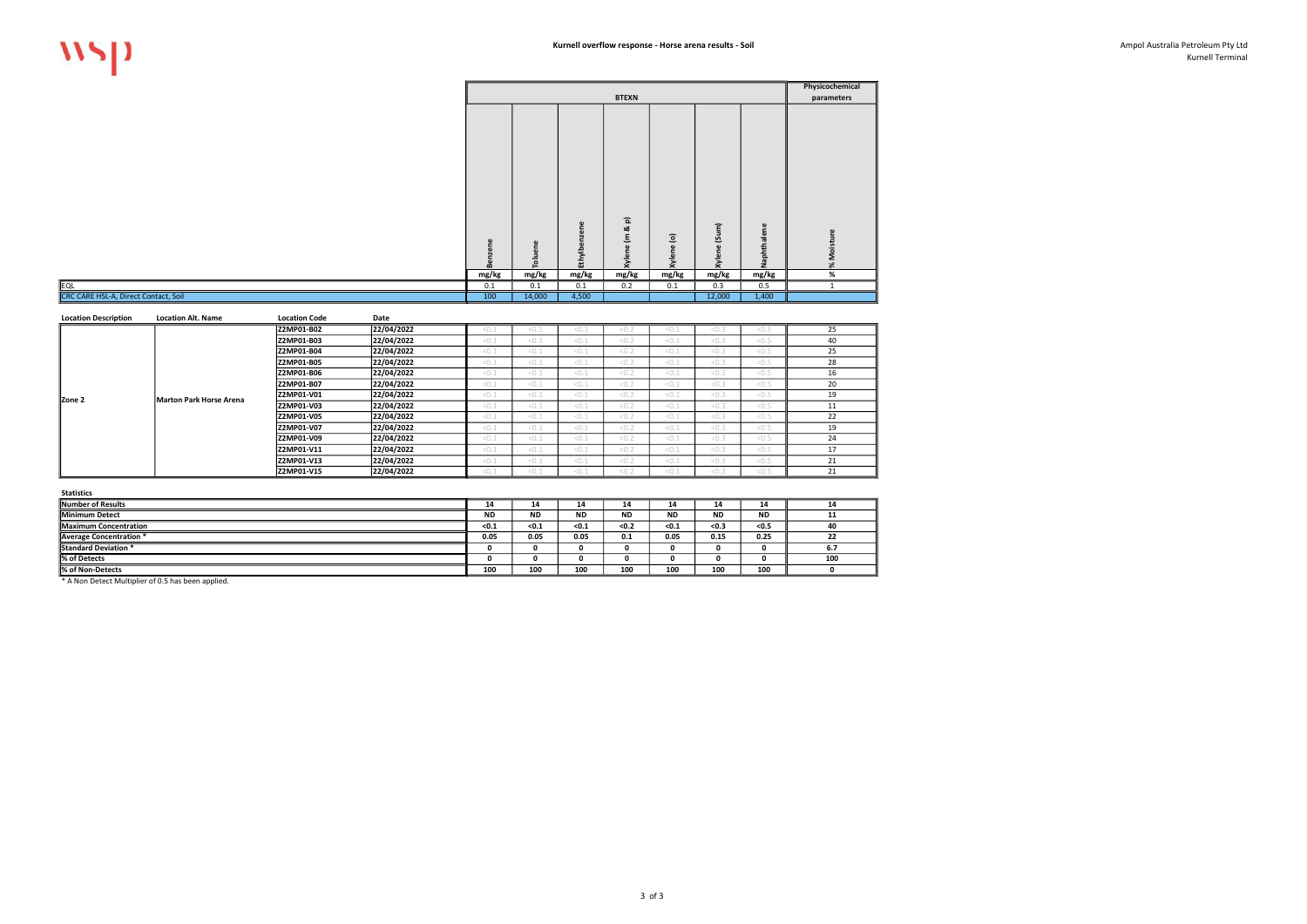# Kurnell overflow response - Horse arena results - Soil

Ampol Australia Petroleum Pty Ltd
Kurnell Terminal

| | | | | BTEXN | | | | | | | Physicochemical parameters |
|---|---|---|---|---|---|---|---|---|---|---|---|
| | | | | Benzene | Toluene | Ethylbenzene | Xylene (m & p) | Xylene (o) | Xylene (Sum) | Naphthalene | % Moisture |
| | | | | mg/kg | mg/kg | mg/kg | mg/kg | mg/kg | mg/kg | mg/kg | % |
| EQL | | | | 0.1 | 0.1 | 0.1 | 0.2 | 0.1 | 0.3 | 0.5 | 1 |
| CRC CARE HSL-A, Direct Contact, Soil | | | | 100 | 14,000 | 4,500 | | | 12,000 | 1,400 | |
| **Location Description** | **Location Alt. Name** | **Location Code** | **Date** | | | | | | | | |
| Zone 2 | Marton Park Horse Arena | Z2MP01-B02 | 22/04/2022 | <0.1 | <0.1 | <0.1 | <0.2 | <0.1 | <0.3 | <0.5 | 25 |
| | | Z2MP01-B03 | 22/04/2022 | <0.1 | <0.1 | <0.1 | <0.2 | <0.1 | <0.3 | <0.5 | 40 |
| | | Z2MP01-B04 | 22/04/2022 | <0.1 | <0.1 | <0.1 | <0.2 | <0.1 | <0.3 | <0.5 | 25 |
| | | Z2MP01-B05 | 22/04/2022 | <0.1 | <0.1 | <0.1 | <0.2 | <0.1 | <0.3 | <0.5 | 28 |
| | | Z2MP01-B06 | 22/04/2022 | <0.1 | <0.1 | <0.1 | <0.2 | <0.1 | <0.3 | <0.5 | 16 |
| | | Z2MP01-B07 | 22/04/2022 | <0.1 | <0.1 | <0.1 | <0.2 | <0.1 | <0.3 | <0.5 | 20 |
| | | Z2MP01-V01 | 22/04/2022 | <0.1 | <0.1 | <0.1 | <0.2 | <0.1 | <0.3 | <0.5 | 19 |
| | | Z2MP01-V03 | 22/04/2022 | <0.1 | <0.1 | <0.1 | <0.2 | <0.1 | <0.3 | <0.5 | 11 |
| | | Z2MP01-V05 | 22/04/2022 | <0.1 | <0.1 | <0.1 | <0.2 | <0.1 | <0.3 | <0.5 | 22 |
| | | Z2MP01-V07 | 22/04/2022 | <0.1 | <0.1 | <0.1 | <0.2 | <0.1 | <0.3 | <0.5 | 19 |
| | | Z2MP01-V09 | 22/04/2022 | <0.1 | <0.1 | <0.1 | <0.2 | <0.1 | <0.3 | <0.5 | 24 |
| | | Z2MP01-V11 | 22/04/2022 | <0.1 | <0.1 | <0.1 | <0.2 | <0.1 | <0.3 | <0.5 | 17 |
| | | Z2MP01-V13 | 22/04/2022 | <0.1 | <0.1 | <0.1 | <0.2 | <0.1 | <0.3 | <0.5 | 21 |
| | | Z2MP01-V15 | 22/04/2022 | <0.1 | <0.1 | <0.1 | <0.2 | <0.1 | <0.3 | <0.5 | 21 |

**Statistics**

| | Benzene | Toluene | Ethylbenzene | Xylene (m & p) | Xylene (o) | Xylene (Sum) | Naphthalene | % Moisture |
|---|---|---|---|---|---|---|---|---|
| **Number of Results** | 14 | 14 | 14 | 14 | 14 | 14 | 14 | 14 |
| **Minimum Detect** | ND | ND | ND | ND | ND | ND | ND | 11 |
| **Maximum Concentration** | <0.1 | <0.1 | <0.1 | <0.2 | <0.1 | <0.3 | <0.5 | 40 |
| **Average Concentration *** | 0.05 | 0.05 | 0.05 | 0.1 | 0.05 | 0.15 | 0.25 | 22 |
| **Standard Deviation *** | 0 | 0 | 0 | 0 | 0 | 0 | 0 | 6.7 |
| **% of Detects** | 0 | 0 | 0 | 0 | 0 | 0 | 0 | 100 |
| **% of Non-Detects** | 100 | 100 | 100 | 100 | 100 | 100 | 100 | 0 |

* A Non Detect Multiplier of 0.5 has been applied.